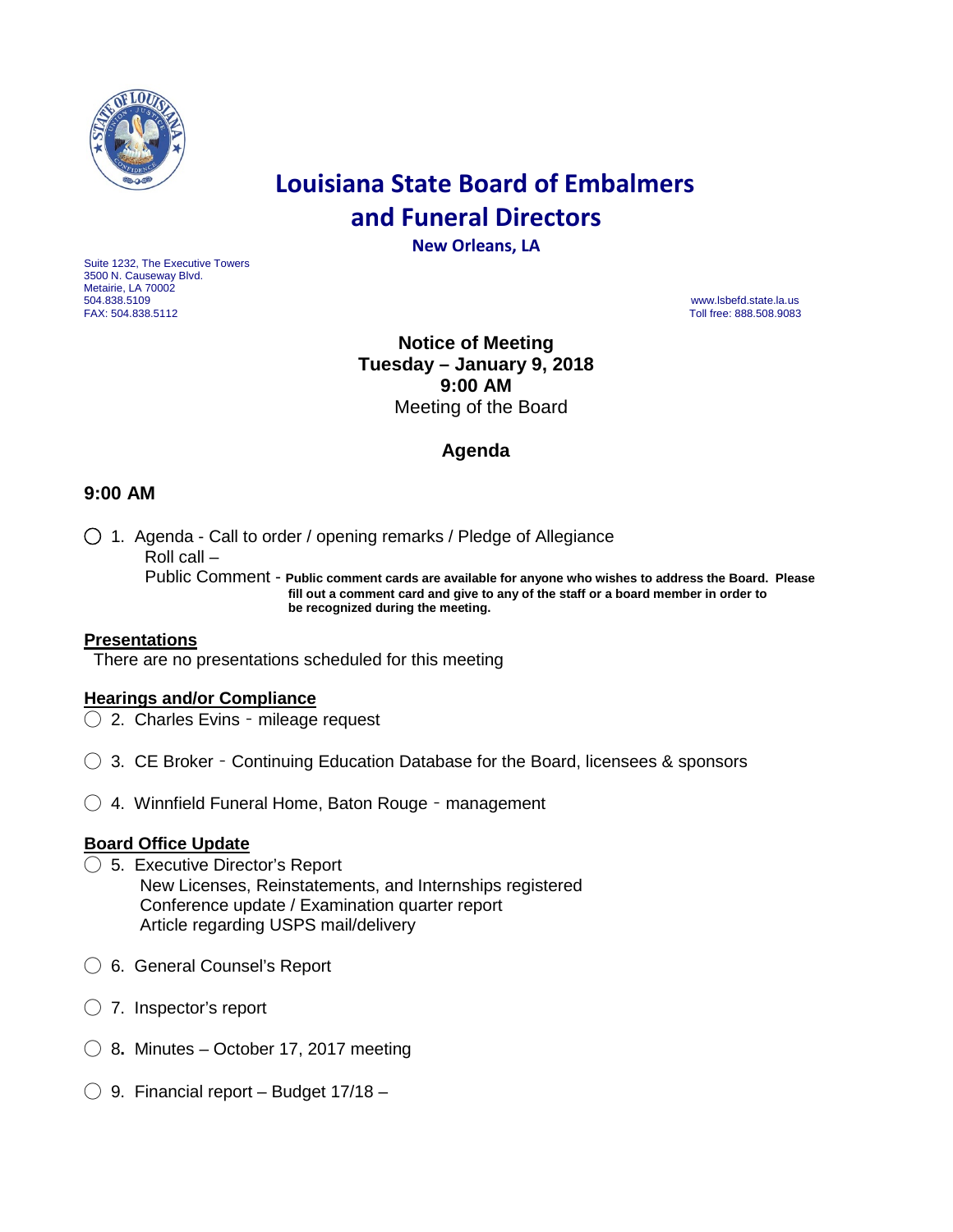# Louisiana State Board of Embalmers and Funeral Directors

**New Orleans, LA**

Suite 1232, The Executive Towers
3500 N. Causeway Blvd.
Metairie, LA 70002
504.838.5109
FAX: 504.838.5112

www.lsbefd.state.la.us
Toll free: 888.508.9083

**Notice of Meeting**
**Tuesday – January 9, 2018**
**9:00 AM**
Meeting of the Board

## Agenda

### 9:00 AM

◯ 1. Agenda - Call to order / opening remarks / Pledge of Allegiance
Roll call –
Public Comment - **Public comment cards are available for anyone who wishes to address the Board. Please fill out a comment card and give to any of the staff or a board member in order to be recognized during the meeting.**

**Presentations**

There are no presentations scheduled for this meeting

**Hearings and/or Compliance**

◯ 2. Charles Evins - mileage request

◯ 3. CE Broker - Continuing Education Database for the Board, licensees & sponsors

◯ 4. Winnfield Funeral Home, Baton Rouge - management

**Board Office Update**

◯ 5. Executive Director's Report
New Licenses, Reinstatements, and Internships registered
Conference update / Examination quarter report
Article regarding USPS mail/delivery

◯ 6. General Counsel's Report

◯ 7. Inspector's report

◯ 8. Minutes – October 17, 2017 meeting

◯ 9. Financial report – Budget 17/18 –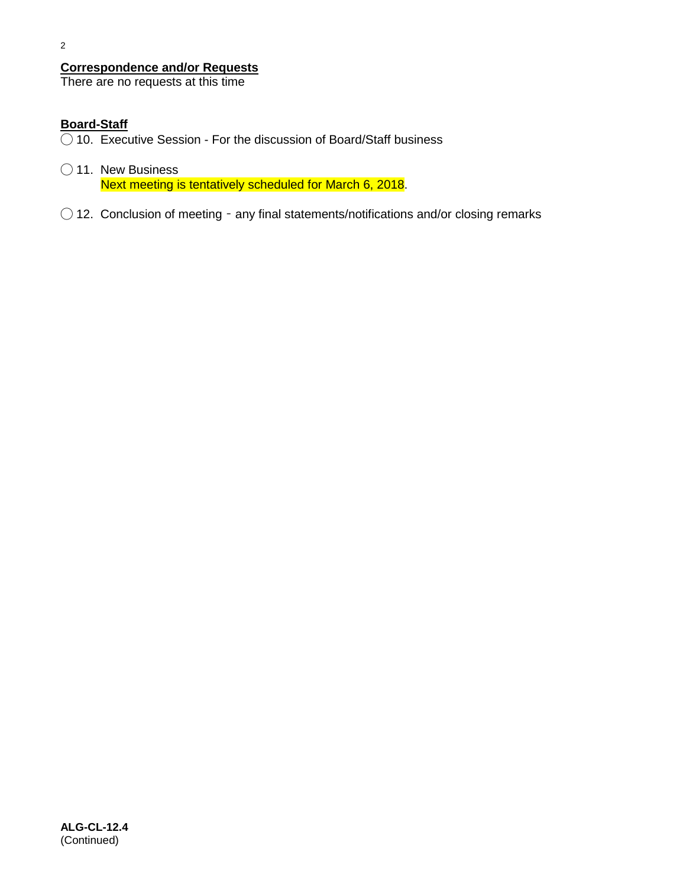**Correspondence and/or Requests**
There are no requests at this time

**Board-Staff**

◯ 10. Executive Session - For the discussion of Board/Staff business

◯ 11. New Business
Next meeting is tentatively scheduled for March 6, 2018.

◯ 12. Conclusion of meeting ‑ any final statements/notifications and/or closing remarks

**ALG-CL-12.4**
(Continued)